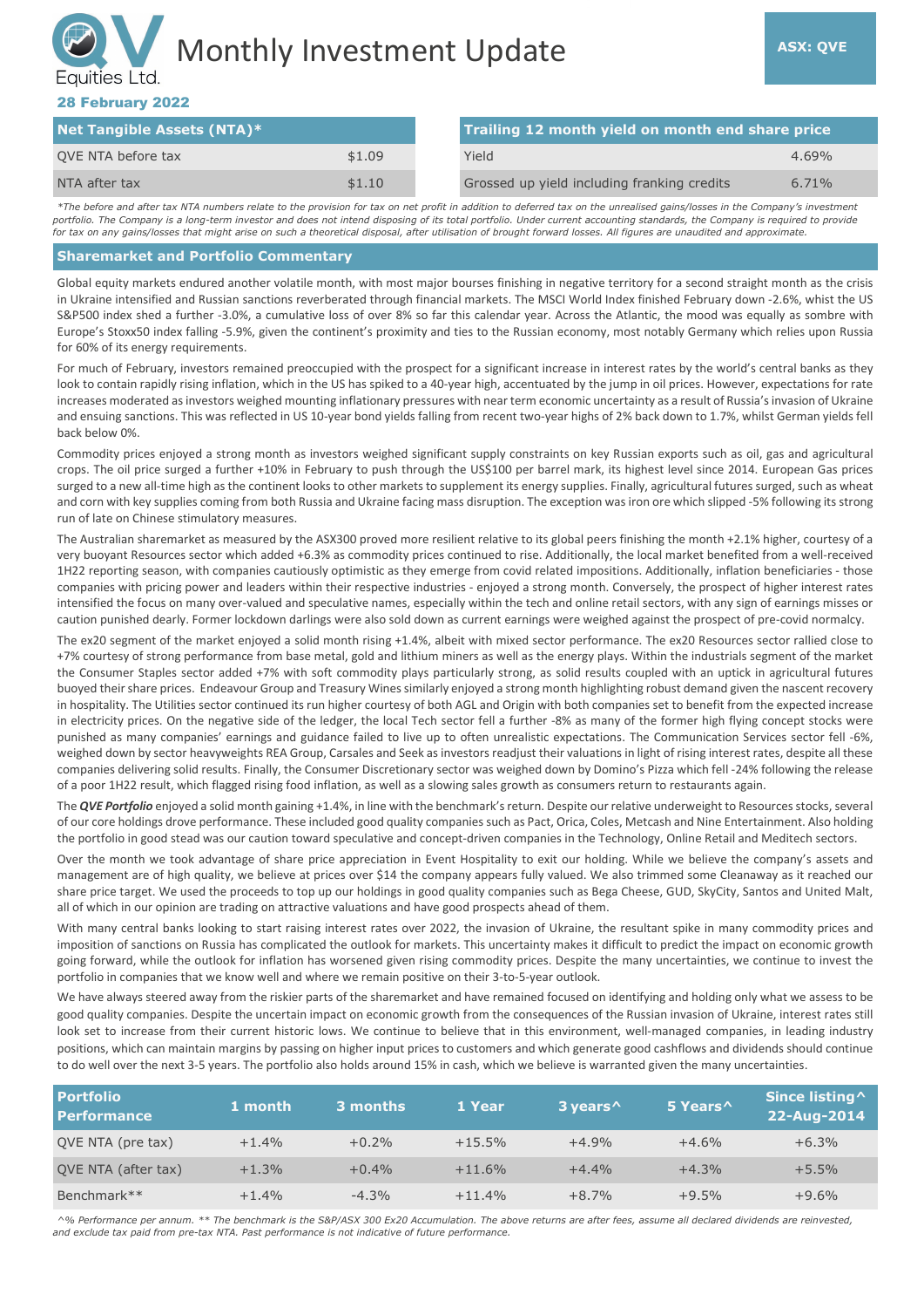# QV Equities Ltd. Monthly Investment Update

**ASX: QVE**

**28 February 2022**

| Net Tangible Assets (NTA)* | |
|---|---|
| QVE NTA before tax | $1.09 |
| NTA after tax | $1.10 |

| Trailing 12 month yield on month end share price | |
|---|---|
| Yield | 4.69% |
| Grossed up yield including franking credits | 6.71% |

*\*The before and after tax NTA numbers relate to the provision for tax on net profit in addition to deferred tax on the unrealised gains/losses in the Company's investment portfolio. The Company is a long-term investor and does not intend disposing of its total portfolio. Under current accounting standards, the Company is required to provide for tax on any gains/losses that might arise on such a theoretical disposal, after utilisation of brought forward losses. All figures are unaudited and approximate.*

## Sharemarket and Portfolio Commentary

Global equity markets endured another volatile month, with most major bourses finishing in negative territory for a second straight month as the crisis in Ukraine intensified and Russian sanctions reverberated through financial markets. The MSCI World Index finished February down -2.6%, whilst the US S&P500 index shed a further -3.0%, a cumulative loss of over 8% so far this calendar year. Across the Atlantic, the mood was equally as sombre with Europe's Stoxx50 index falling -5.9%, given the continent's proximity and ties to the Russian economy, most notably Germany which relies upon Russia for 60% of its energy requirements.

For much of February, investors remained preoccupied with the prospect for a significant increase in interest rates by the world's central banks as they look to contain rapidly rising inflation, which in the US has spiked to a 40-year high, accentuated by the jump in oil prices. However, expectations for rate increases moderated as investors weighed mounting inflationary pressures with near term economic uncertainty as a result of Russia's invasion of Ukraine and ensuing sanctions. This was reflected in US 10-year bond yields falling from recent two-year highs of 2% back down to 1.7%, whilst German yields fell back below 0%.

Commodity prices enjoyed a strong month as investors weighed significant supply constraints on key Russian exports such as oil, gas and agricultural crops. The oil price surged a further +10% in February to push through the US$100 per barrel mark, its highest level since 2014. European Gas prices surged to a new all-time high as the continent looks to other markets to supplement its energy supplies. Finally, agricultural futures surged, such as wheat and corn with key supplies coming from both Russia and Ukraine facing mass disruption. The exception was iron ore which slipped -5% following its strong run of late on Chinese stimulatory measures.

The Australian sharemarket as measured by the ASX300 proved more resilient relative to its global peers finishing the month +2.1% higher, courtesy of a very buoyant Resources sector which added +6.3% as commodity prices continued to rise. Additionally, the local market benefited from a well-received 1H22 reporting season, with companies cautiously optimistic as they emerge from covid related impositions. Additionally, inflation beneficiaries - those companies with pricing power and leaders within their respective industries - enjoyed a strong month. Conversely, the prospect of higher interest rates intensified the focus on many over-valued and speculative names, especially within the tech and online retail sectors, with any sign of earnings misses or caution punished dearly. Former lockdown darlings were also sold down as current earnings were weighed against the prospect of pre-covid normalcy.

The ex20 segment of the market enjoyed a solid month rising +1.4%, albeit with mixed sector performance. The ex20 Resources sector rallied close to +7% courtesy of strong performance from base metal, gold and lithium miners as well as the energy plays. Within the industrials segment of the market the Consumer Staples sector added +7% with soft commodity plays particularly strong, as solid results coupled with an uptick in agricultural futures buoyed their share prices. Endeavour Group and Treasury Wines similarly enjoyed a strong month highlighting robust demand given the nascent recovery in hospitality. The Utilities sector continued its run higher courtesy of both AGL and Origin with both companies set to benefit from the expected increase in electricity prices. On the negative side of the ledger, the local Tech sector fell a further -8% as many of the former high flying concept stocks were punished as many companies' earnings and guidance failed to live up to often unrealistic expectations. The Communication Services sector fell -6%, weighed down by sector heavyweights REA Group, Carsales and Seek as investors readjust their valuations in light of rising interest rates, despite all these companies delivering solid results. Finally, the Consumer Discretionary sector was weighed down by Domino's Pizza which fell -24% following the release of a poor 1H22 result, which flagged rising food inflation, as well as a slowing sales growth as consumers return to restaurants again.

The ***QVE Portfolio*** enjoyed a solid month gaining +1.4%, in line with the benchmark's return. Despite our relative underweight to Resources stocks, several of our core holdings drove performance. These included good quality companies such as Pact, Orica, Coles, Metcash and Nine Entertainment. Also holding the portfolio in good stead was our caution toward speculative and concept-driven companies in the Technology, Online Retail and Meditech sectors.

Over the month we took advantage of share price appreciation in Event Hospitality to exit our holding. While we believe the company's assets and management are of high quality, we believe at prices over $14 the company appears fully valued. We also trimmed some Cleanaway as it reached our share price target. We used the proceeds to top up our holdings in good quality companies such as Bega Cheese, GUD, SkyCity, Santos and United Malt, all of which in our opinion are trading on attractive valuations and have good prospects ahead of them.

With many central banks looking to start raising interest rates over 2022, the invasion of Ukraine, the resultant spike in many commodity prices and imposition of sanctions on Russia has complicated the outlook for markets. This uncertainty makes it difficult to predict the impact on economic growth going forward, while the outlook for inflation has worsened given rising commodity prices. Despite the many uncertainties, we continue to invest the portfolio in companies that we know well and where we remain positive on their 3-to-5-year outlook.

We have always steered away from the riskier parts of the sharemarket and have remained focused on identifying and holding only what we assess to be good quality companies. Despite the uncertain impact on economic growth from the consequences of the Russian invasion of Ukraine, interest rates still look set to increase from their current historic lows. We continue to believe that in this environment, well-managed companies, in leading industry positions, which can maintain margins by passing on higher input prices to customers and which generate good cashflows and dividends should continue to do well over the next 3-5 years. The portfolio also holds around 15% in cash, which we believe is warranted given the many uncertainties.

| Portfolio Performance | 1 month | 3 months | 1 Year | 3 years^ | 5 Years^ | Since listing^ 22-Aug-2014 |
|---|---|---|---|---|---|---|
| QVE NTA (pre tax) | +1.4% | +0.2% | +15.5% | +4.9% | +4.6% | +6.3% |
| QVE NTA (after tax) | +1.3% | +0.4% | +11.6% | +4.4% | +4.3% | +5.5% |
| Benchmark** | +1.4% | -4.3% | +11.4% | +8.7% | +9.5% | +9.6% |

*^% Performance per annum. \*\* The benchmark is the S&P/ASX 300 Ex20 Accumulation. The above returns are after fees, assume all declared dividends are reinvested, and exclude tax paid from pre-tax NTA. Past performance is not indicative of future performance.*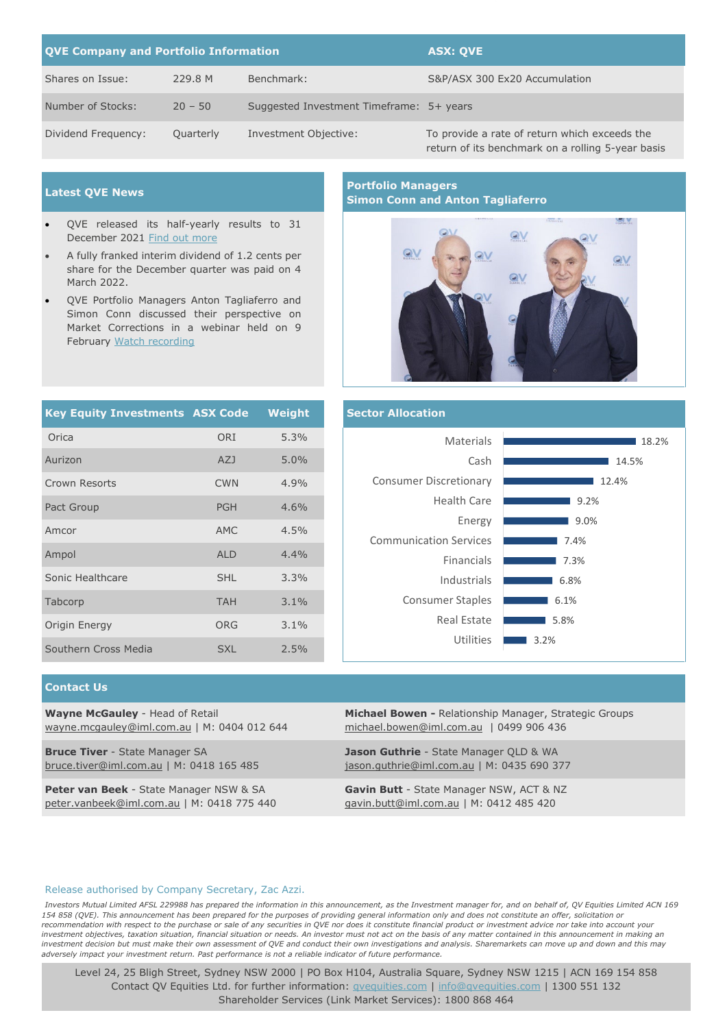| QVE Company and Portfolio Information | | | ASX: QVE |
|---|---|---|---|
| Shares on Issue: | 229.8 M | Benchmark: | S&P/ASX 300 Ex20 Accumulation |
| Number of Stocks: | 20 – 50 | Suggested Investment Timeframe: | 5+ years |
| Dividend Frequency: | Quarterly | Investment Objective: | To provide a rate of return which exceeds the return of its benchmark on a rolling 5-year basis |

## Latest QVE News

- QVE released its half-yearly results to 31 December 2021 Find out more
- A fully franked interim dividend of 1.2 cents per share for the December quarter was paid on 4 March 2022.
- QVE Portfolio Managers Anton Tagliaferro and Simon Conn discussed their perspective on Market Corrections in a webinar held on 9 February Watch recording

## Portfolio Managers
**Simon Conn and Anton Tagliaferro**

| Key Equity Investments | ASX Code | Weight |
|---|---|---|
| Orica | ORI | 5.3% |
| Aurizon | AZJ | 5.0% |
| Crown Resorts | CWN | 4.9% |
| Pact Group | PGH | 4.6% |
| Amcor | AMC | 4.5% |
| Ampol | ALD | 4.4% |
| Sonic Healthcare | SHL | 3.3% |
| Tabcorp | TAH | 3.1% |
| Origin Energy | ORG | 3.1% |
| Southern Cross Media | SXL | 2.5% |

## Sector Allocation

Materials 18.2%
Cash 14.5%
Consumer Discretionary 12.4%
Health Care 9.2%
Energy 9.0%
Communication Services 7.4%
Financials 7.3%
Industrials 6.8%
Consumer Staples 6.1%
Real Estate 5.8%
Utilities 3.2%

## Contact Us

**Wayne McGauley** - Head of Retail
wayne.mcgauley@iml.com.au | M: 0404 012 644

**Michael Bowen -** Relationship Manager, Strategic Groups
michael.bowen@iml.com.au | 0499 906 436

**Bruce Tiver** - State Manager SA
bruce.tiver@iml.com.au | M: 0418 165 485

**Jason Guthrie** - State Manager QLD & WA
jason.guthrie@iml.com.au | M: 0435 690 377

**Peter van Beek** - State Manager NSW & SA
peter.vanbeek@iml.com.au | M: 0418 775 440

**Gavin Butt** - State Manager NSW, ACT & NZ
gavin.butt@iml.com.au | M: 0412 485 420

Release authorised by Company Secretary, Zac Azzi.

*Investors Mutual Limited AFSL 229988 has prepared the information in this announcement, as the Investment manager for, and on behalf of, QV Equities Limited ACN 169 154 858 (QVE). This announcement has been prepared for the purposes of providing general information only and does not constitute an offer, solicitation or recommendation with respect to the purchase or sale of any securities in QVE nor does it constitute financial product or investment advice nor take into account your investment objectives, taxation situation, financial situation or needs. An investor must not act on the basis of any matter contained in this announcement in making an investment decision but must make their own assessment of QVE and conduct their own investigations and analysis. Sharemarkets can move up and down and this may adversely impact your investment return. Past performance is not a reliable indicator of future performance.*

Level 24, 25 Bligh Street, Sydney NSW 2000 | PO Box H104, Australia Square, Sydney NSW 1215 | ACN 169 154 858
Contact QV Equities Ltd. for further information: qvequities.com | info@qvequities.com | 1300 551 132
Shareholder Services (Link Market Services): 1800 868 464